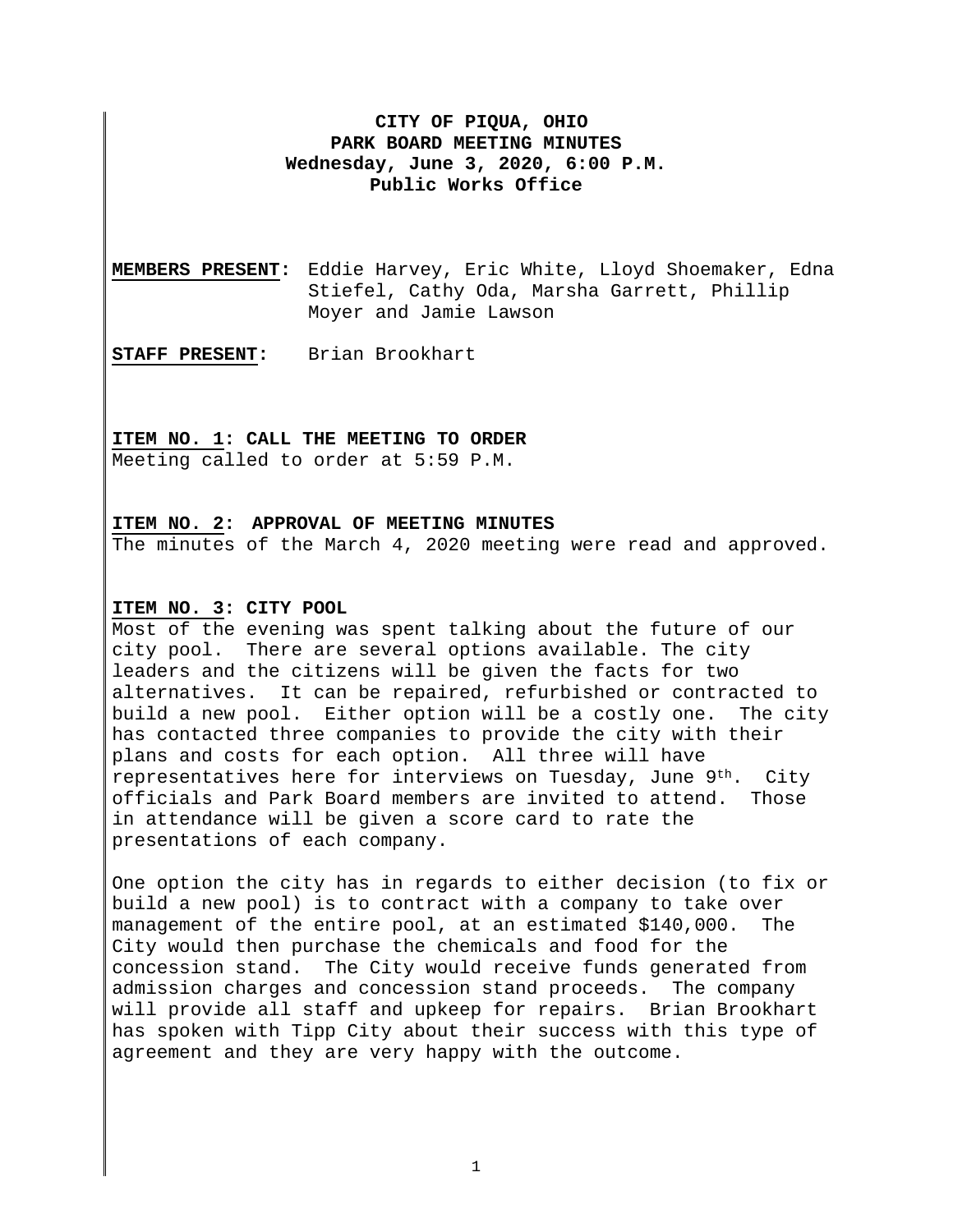**CITY OF PIQUA, OHIO**
**PARK BOARD MEETING MINUTES**
**Wednesday, June 3, 2020, 6:00 P.M.**
**Public Works Office**

**MEMBERS PRESENT:** Eddie Harvey, Eric White, Lloyd Shoemaker, Edna Stiefel, Cathy Oda, Marsha Garrett, Phillip Moyer and Jamie Lawson

**STAFF PRESENT:** Brian Brookhart

**ITEM NO. 1: CALL THE MEETING TO ORDER**
Meeting called to order at 5:59 P.M.

**ITEM NO. 2: APPROVAL OF MEETING MINUTES**
The minutes of the March 4, 2020 meeting were read and approved.

**ITEM NO. 3: CITY POOL**
Most of the evening was spent talking about the future of our city pool. There are several options available. The city leaders and the citizens will be given the facts for two alternatives. It can be repaired, refurbished or contracted to build a new pool. Either option will be a costly one. The city has contacted three companies to provide the city with their plans and costs for each option. All three will have representatives here for interviews on Tuesday, June 9th. City officials and Park Board members are invited to attend. Those in attendance will be given a score card to rate the presentations of each company.

One option the city has in regards to either decision (to fix or build a new pool) is to contract with a company to take over management of the entire pool, at an estimated $140,000. The City would then purchase the chemicals and food for the concession stand. The City would receive funds generated from admission charges and concession stand proceeds. The company will provide all staff and upkeep for repairs. Brian Brookhart has spoken with Tipp City about their success with this type of agreement and they are very happy with the outcome.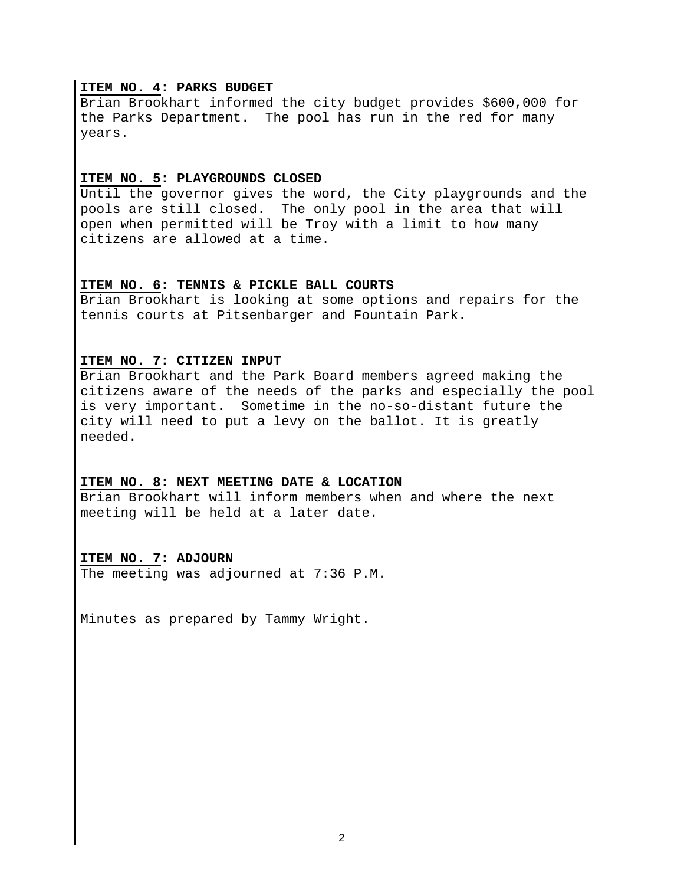**ITEM NO. 4: PARKS BUDGET**
Brian Brookhart informed the city budget provides $600,000 for the Parks Department. The pool has run in the red for many years.

**ITEM NO. 5: PLAYGROUNDS CLOSED**
Until the governor gives the word, the City playgrounds and the pools are still closed. The only pool in the area that will open when permitted will be Troy with a limit to how many citizens are allowed at a time.

**ITEM NO. 6: TENNIS & PICKLE BALL COURTS**
Brian Brookhart is looking at some options and repairs for the tennis courts at Pitsenbarger and Fountain Park.

**ITEM NO. 7: CITIZEN INPUT**
Brian Brookhart and the Park Board members agreed making the citizens aware of the needs of the parks and especially the pool is very important. Sometime in the no-so-distant future the city will need to put a levy on the ballot. It is greatly needed.

**ITEM NO. 8: NEXT MEETING DATE & LOCATION**
Brian Brookhart will inform members when and where the next meeting will be held at a later date.

**ITEM NO. 7: ADJOURN**
The meeting was adjourned at 7:36 P.M.

Minutes as prepared by Tammy Wright.